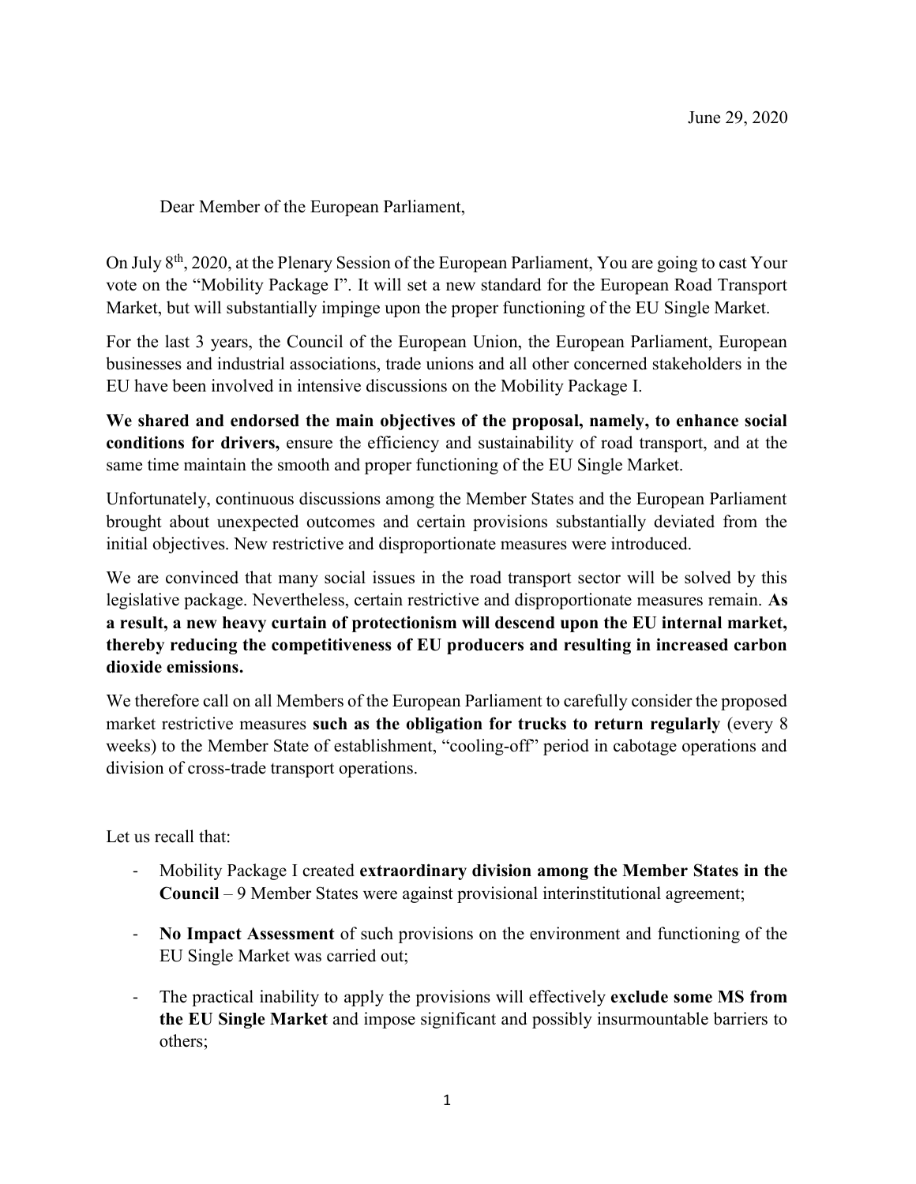June 29, 2020

Dear Member of the European Parliament,

On July 8th, 2020, at the Plenary Session of the European Parliament, You are going to cast Your vote on the "Mobility Package I". It will set a new standard for the European Road Transport Market, but will substantially impinge upon the proper functioning of the EU Single Market.

For the last 3 years, the Council of the European Union, the European Parliament, European businesses and industrial associations, trade unions and all other concerned stakeholders in the EU have been involved in intensive discussions on the Mobility Package I.

**We shared and endorsed the main objectives of the proposal, namely, to enhance social conditions for drivers,** ensure the efficiency and sustainability of road transport, and at the same time maintain the smooth and proper functioning of the EU Single Market.

Unfortunately, continuous discussions among the Member States and the European Parliament brought about unexpected outcomes and certain provisions substantially deviated from the initial objectives. New restrictive and disproportionate measures were introduced.

We are convinced that many social issues in the road transport sector will be solved by this legislative package. Nevertheless, certain restrictive and disproportionate measures remain. **As a result, a new heavy curtain of protectionism will descend upon the EU internal market, thereby reducing the competitiveness of EU producers and resulting in increased carbon dioxide emissions.**

We therefore call on all Members of the European Parliament to carefully consider the proposed market restrictive measures **such as the obligation for trucks to return regularly** (every 8 weeks) to the Member State of establishment, "cooling-off" period in cabotage operations and division of cross-trade transport operations.

Let us recall that:

- Mobility Package I created **extraordinary division among the Member States in the Council** – 9 Member States were against provisional interinstitutional agreement;

- **No Impact Assessment** of such provisions on the environment and functioning of the EU Single Market was carried out;

- The practical inability to apply the provisions will effectively **exclude some MS from the EU Single Market** and impose significant and possibly insurmountable barriers to others;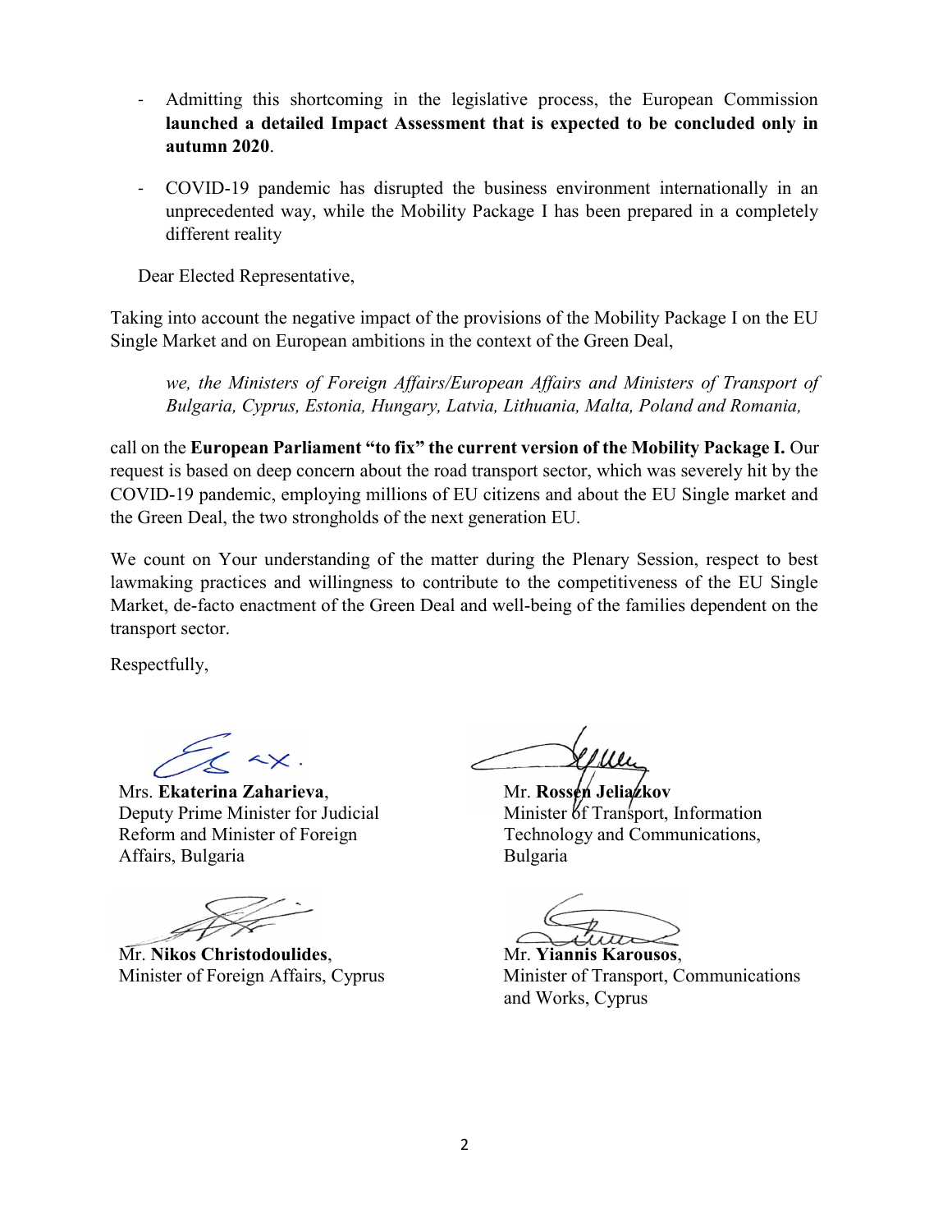- Admitting this shortcoming in the legislative process, the European Commission **launched a detailed Impact Assessment that is expected to be concluded only in autumn 2020**.
- COVID-19 pandemic has disrupted the business environment internationally in an unprecedented way, while the Mobility Package I has been prepared in a completely different reality

Dear Elected Representative,

Taking into account the negative impact of the provisions of the Mobility Package I on the EU Single Market and on European ambitions in the context of the Green Deal,

> *we, the Ministers of Foreign Affairs/European Affairs and Ministers of Transport of Bulgaria, Cyprus, Estonia, Hungary, Latvia, Lithuania, Malta, Poland and Romania,*

call on the **European Parliament "to fix" the current version of the Mobility Package I.** Our request is based on deep concern about the road transport sector, which was severely hit by the COVID-19 pandemic, employing millions of EU citizens and about the EU Single market and the Green Deal, the two strongholds of the next generation EU.

We count on Your understanding of the matter during the Plenary Session, respect to best lawmaking practices and willingness to contribute to the competitiveness of the EU Single Market, de-facto enactment of the Green Deal and well-being of the families dependent on the transport sector.

Respectfully,

Mrs. **Ekaterina Zaharieva**,
Deputy Prime Minister for Judicial Reform and Minister of Foreign Affairs, Bulgaria

Mr. **Rossen Jeliazkov**
Minister of Transport, Information Technology and Communications, Bulgaria

Mr. **Nikos Christodoulides**,
Minister of Foreign Affairs, Cyprus

Mr. **Yiannis Karousos**,
Minister of Transport, Communications and Works, Cyprus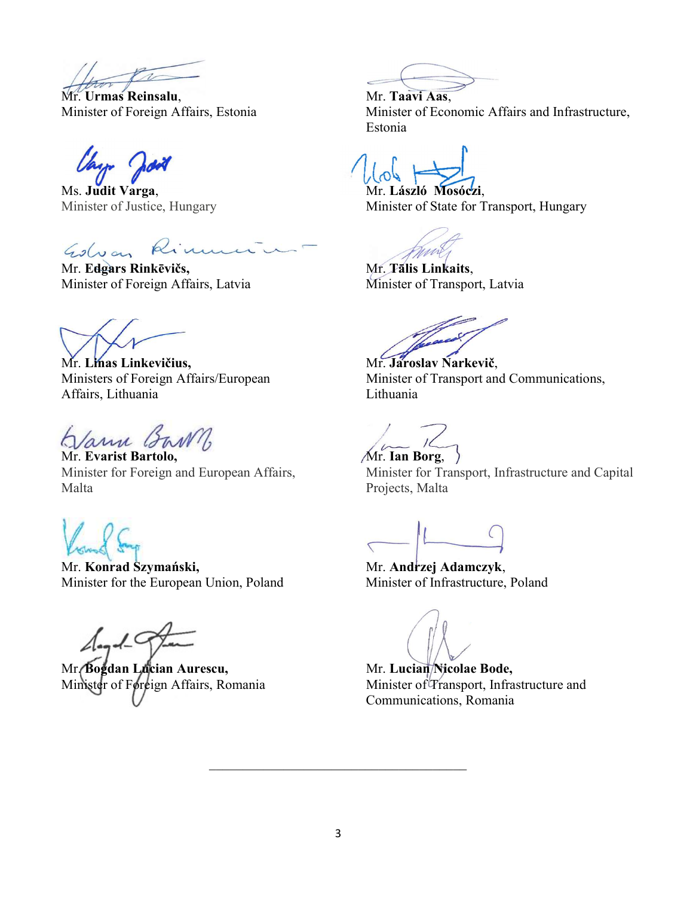Mr. **Urmas Reinsalu**,
Minister of Foreign Affairs, Estonia

Mr. **Taavi Aas**,
Minister of Economic Affairs and Infrastructure, Estonia

Ms. **Judit Varga**,
Minister of Justice, Hungary

Mr. **László Mosóczi**,
Minister of State for Transport, Hungary

Mr. **Edgars Rinkēvičs,**
Minister of Foreign Affairs, Latvia

Mr. **Tālis Linkaits**,
Minister of Transport, Latvia

Mr. **Linas Linkevičius,**
Ministers of Foreign Affairs/European Affairs, Lithuania

Mr. **Jaroslav Narkevič**,
Minister of Transport and Communications, Lithuania

Mr. **Evarist Bartolo,**
Minister for Foreign and European Affairs, Malta

Mr. **Ian Borg**,
Minister for Transport, Infrastructure and Capital Projects, Malta

Mr. **Konrad Szymański,**
Minister for the European Union, Poland

Mr. **Andrzej Adamczyk**,
Minister of Infrastructure, Poland

Mr. **Bogdan Lucian Aurescu,**
Minister of Foreign Affairs, Romania

Mr. **Lucian Nicolae Bode,**
Minister of Transport, Infrastructure and Communications, Romania